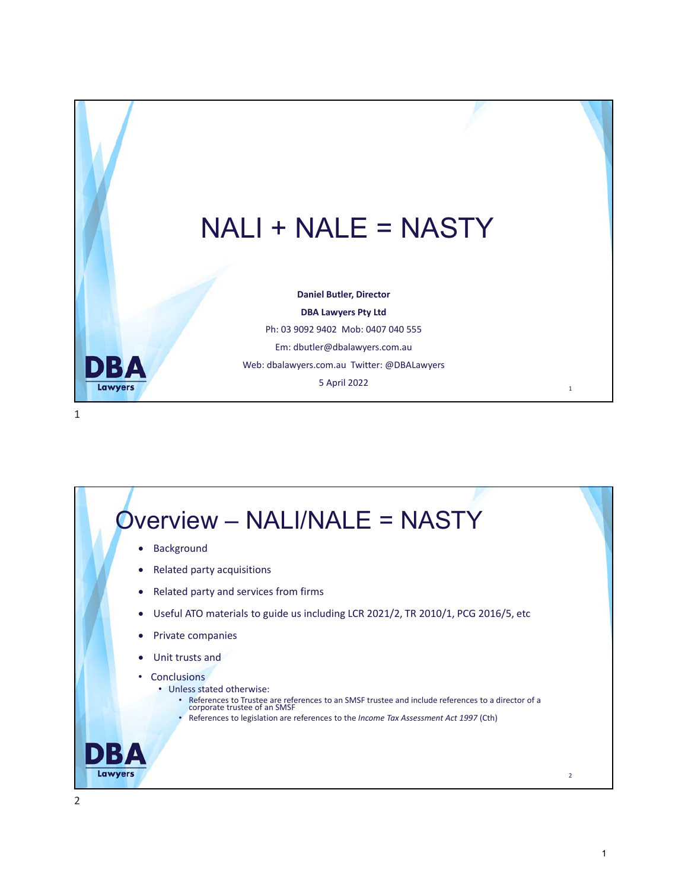# NALI + NALE = NASTY

**Daniel Butler, Director**

**DBA Lawyers Pty Ltd**

Ph: 03 9092 9402 Mob: 0407 040 555

Em: dbutler@dbalawyers.com.au

Web: dbalawyers.com.au Twitter: @DBALawyers

5 April 2022

DBA Lawyers

## Overview – NALI/NALE = NASTY

- Background
- Related party acquisitions
- Related party and services from firms
- Useful ATO materials to guide us including LCR 2021/2, TR 2010/1, PCG 2016/5, etc
- Private companies
- Unit trusts and
- Conclusions
  - Unless stated otherwise:
    - References to Trustee are references to an SMSF trustee and include references to a director of a corporate trustee of an SMSF
    - References to legislation are references to the *Income Tax Assessment Act 1997* (Cth)

DBA Lawyers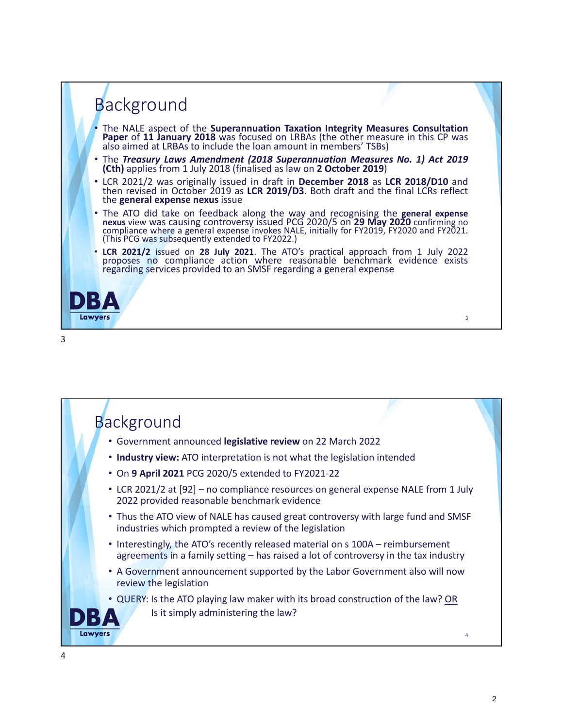## Background

- The NALE aspect of the **Superannuation Taxation Integrity Measures Consultation Paper** of **11 January 2018** was focused on LRBAs (the other measure in this CP was also aimed at LRBAs to include the loan amount in members' TSBs)
- The ***Treasury Laws Amendment (2018 Superannuation Measures No. 1) Act 2019* (Cth)** applies from 1 July 2018 (finalised as law on **2 October 2019**)
- LCR 2021/2 was originally issued in draft in **December 2018** as **LCR 2018/D10** and then revised in October 2019 as **LCR 2019/D3**. Both draft and the final LCRs reflect the **general expense nexus** issue
- The ATO did take on feedback along the way and recognising the **general expense nexus** view was causing controversy issued PCG 2020/5 on **29 May 2020** confirming no compliance where a general expense invokes NALE, initially for FY2019, FY2020 and FY2021. (This PCG was subsequently extended to FY2022.)
- **LCR 2021/2** issued on **28 July 2021**. The ATO's practical approach from 1 July 2022 proposes no compliance action where reasonable benchmark evidence exists regarding services provided to an SMSF regarding a general expense

**DBA** Lawyers

## Background

- Government announced **legislative review** on 22 March 2022
- **Industry view:** ATO interpretation is not what the legislation intended
- On **9 April 2021** PCG 2020/5 extended to FY2021-22
- LCR 2021/2 at [92] – no compliance resources on general expense NALE from 1 July 2022 provided reasonable benchmark evidence
- Thus the ATO view of NALE has caused great controversy with large fund and SMSF industries which prompted a review of the legislation
- Interestingly, the ATO's recently released material on s 100A – reimbursement agreements in a family setting – has raised a lot of controversy in the tax industry
- A Government announcement supported by the Labor Government also will now review the legislation
- QUERY: Is the ATO playing law maker with its broad construction of the law? OR
  Is it simply administering the law?

**DBA** Lawyers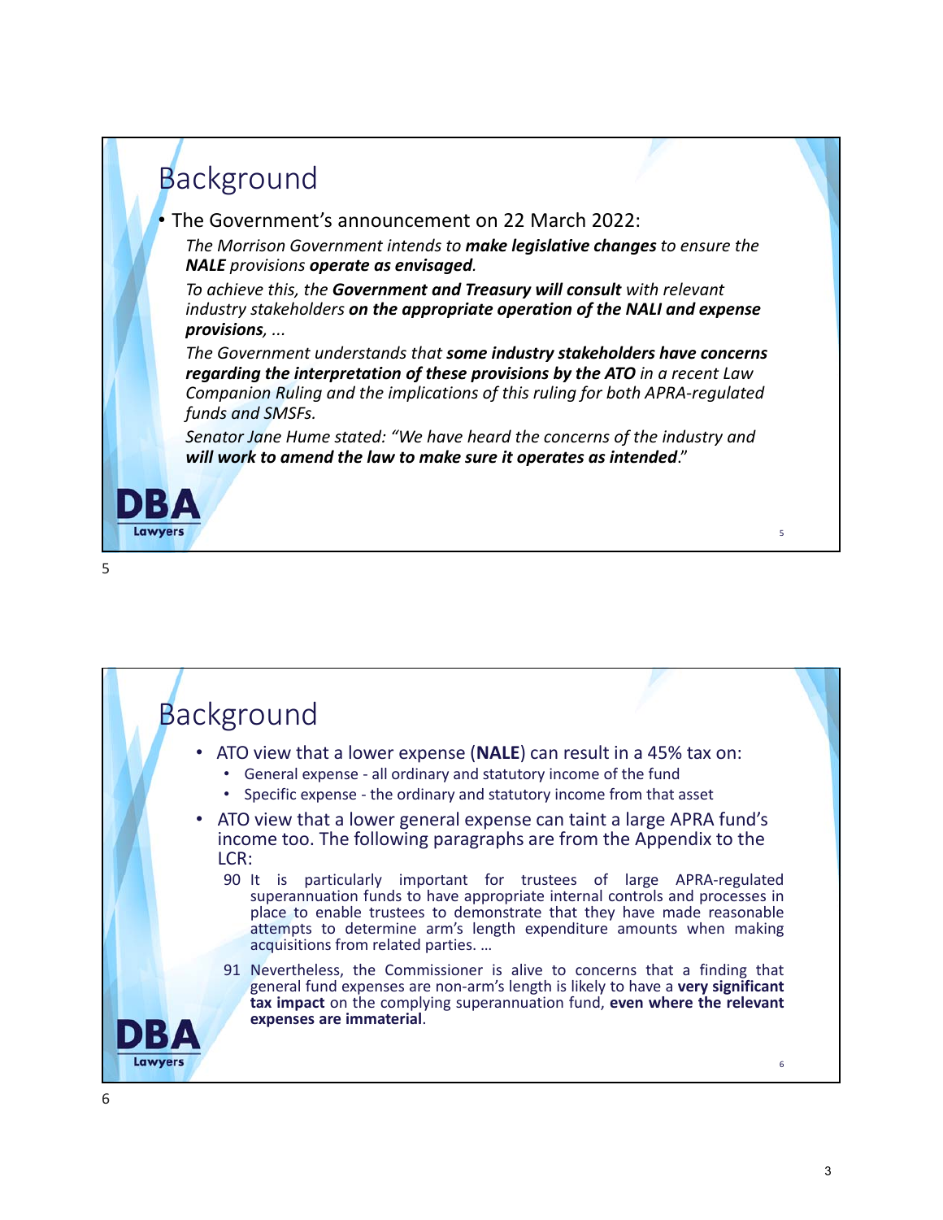## Background

- The Government's announcement on 22 March 2022:

  *The Morrison Government intends to **make legislative changes** to ensure the **NALE** provisions **operate as envisaged**.*

  *To achieve this, the **Government and Treasury will consult** with relevant industry stakeholders **on the appropriate operation of the NALI and expense provisions**, ...*

  *The Government understands that **some industry stakeholders have concerns regarding the interpretation of these provisions by the ATO** in a recent Law Companion Ruling and the implications of this ruling for both APRA-regulated funds and SMSFs.*

  *Senator Jane Hume stated: "We have heard the concerns of the industry and **will work to amend the law to make sure it operates as intended**."*

## Background

- ATO view that a lower expense (**NALE**) can result in a 45% tax on:
  - General expense - all ordinary and statutory income of the fund
  - Specific expense - the ordinary and statutory income from that asset
- ATO view that a lower general expense can taint a large APRA fund's income too. The following paragraphs are from the Appendix to the LCR:

  90 It is particularly important for trustees of large APRA-regulated superannuation funds to have appropriate internal controls and processes in place to enable trustees to demonstrate that they have made reasonable attempts to determine arm's length expenditure amounts when making acquisitions from related parties. …

  91 Nevertheless, the Commissioner is alive to concerns that a finding that general fund expenses are non-arm's length is likely to have a **very significant tax impact** on the complying superannuation fund, **even where the relevant expenses are immaterial**.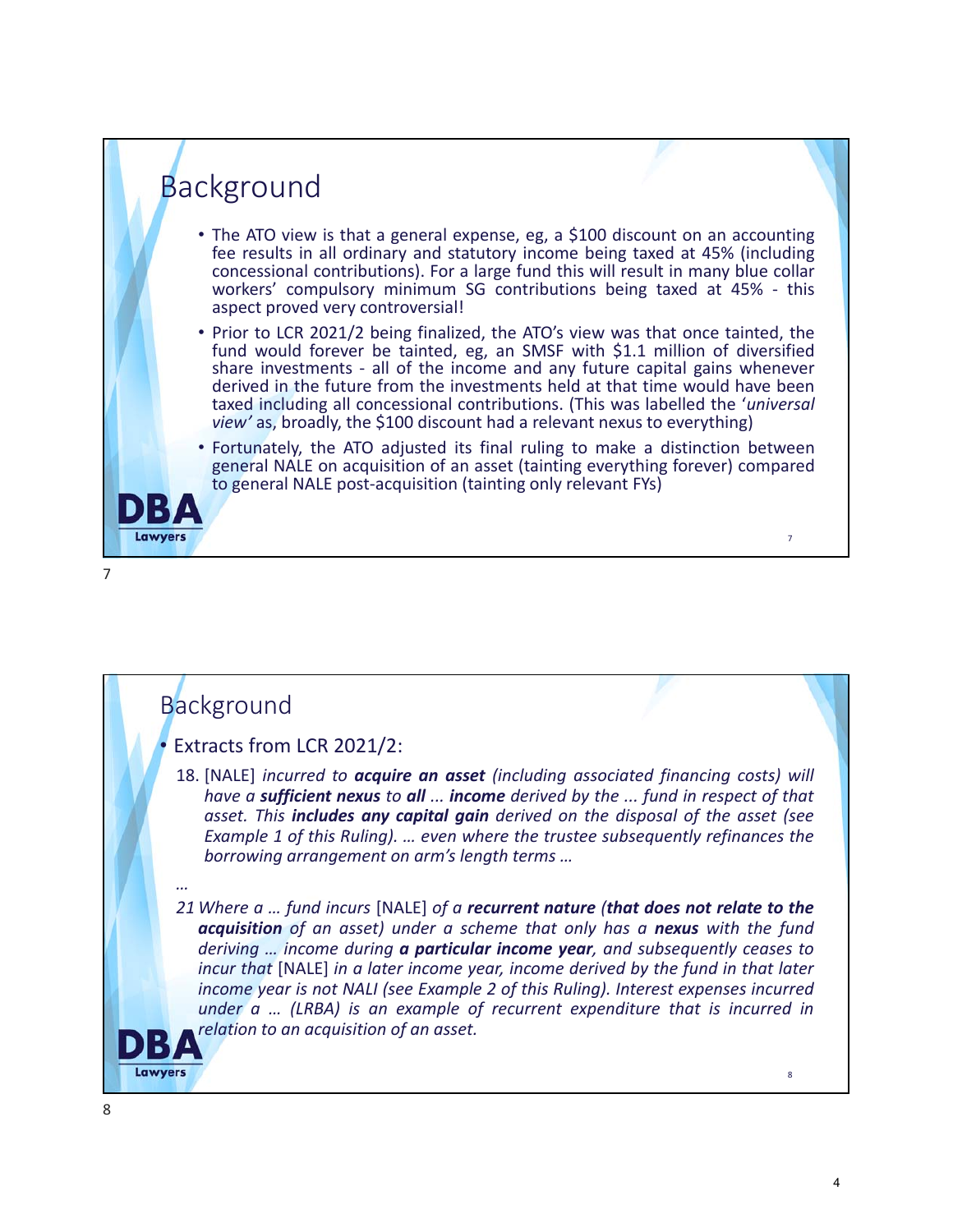## Background

- The ATO view is that a general expense, eg, a $100 discount on an accounting fee results in all ordinary and statutory income being taxed at 45% (including concessional contributions). For a large fund this will result in many blue collar workers' compulsory minimum SG contributions being taxed at 45% - this aspect proved very controversial!
- Prior to LCR 2021/2 being finalized, the ATO's view was that once tainted, the fund would forever be tainted, eg, an SMSF with $1.1 million of diversified share investments - all of the income and any future capital gains whenever derived in the future from the investments held at that time would have been taxed including all concessional contributions. (This was labelled the '*universal view'* as, broadly, the $100 discount had a relevant nexus to everything)
- Fortunately, the ATO adjusted its final ruling to make a distinction between general NALE on acquisition of an asset (tainting everything forever) compared to general NALE post-acquisition (tainting only relevant FYs)

## Background

- Extracts from LCR 2021/2:

18. [NALE] *incurred to **acquire an asset** (including associated financing costs) will have a **sufficient nexus** to **all** ... **income** derived by the ... fund in respect of that asset. This **includes any capital gain** derived on the disposal of the asset (see Example 1 of this Ruling). … even where the trustee subsequently refinances the borrowing arrangement on arm's length terms …*

…

*21 Where a … fund incurs* [NALE] *of a **recurrent nature** (**that does not relate to the acquisition** of an asset) under a scheme that only has a **nexus** with the fund deriving … income during **a particular income year**, and subsequently ceases to incur that* [NALE] *in a later income year, income derived by the fund in that later income year is not NALI (see Example 2 of this Ruling). Interest expenses incurred under a … (LRBA) is an example of recurrent expenditure that is incurred in relation to an acquisition of an asset.*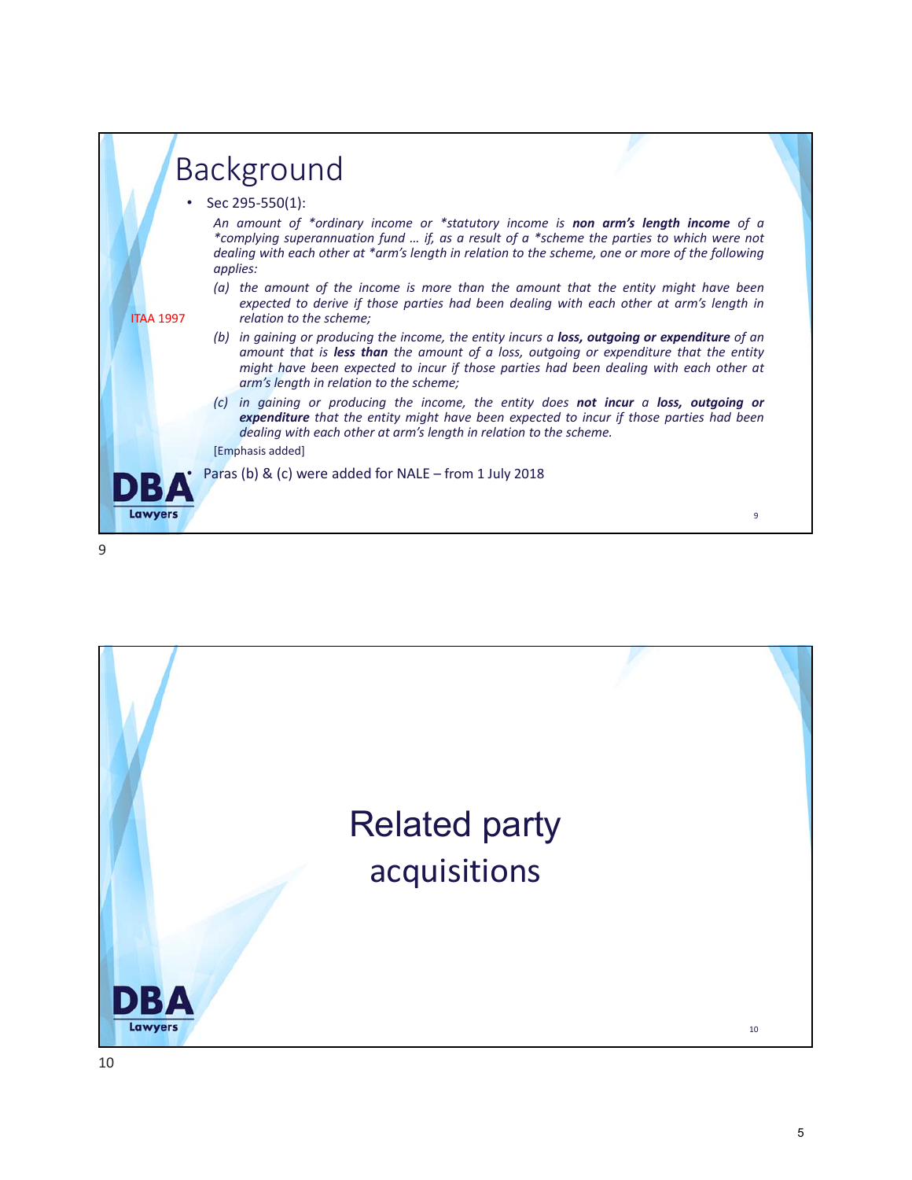## Background

- Sec 295-550(1):

  *An amount of \*ordinary income or \*statutory income is* ***non arm's length income*** *of a \*complying superannuation fund … if, as a result of a \*scheme the parties to which were not dealing with each other at \*arm's length in relation to the scheme, one or more of the following applies:*

  *(a) the amount of the income is more than the amount that the entity might have been expected to derive if those parties had been dealing with each other at arm's length in relation to the scheme;*

  *(b) in gaining or producing the income, the entity incurs a* ***loss, outgoing or expenditure*** *of an amount that is* ***less than*** *the amount of a loss, outgoing or expenditure that the entity might have been expected to incur if those parties had been dealing with each other at arm's length in relation to the scheme;*

  *(c) in gaining or producing the income, the entity does* ***not incur*** *a* ***loss, outgoing or expenditure*** *that the entity might have been expected to incur if those parties had been dealing with each other at arm's length in relation to the scheme.*

  [Emphasis added]

ITAA 1997

- Paras (b) & (c) were added for NALE – from 1 July 2018

DBA Lawyers

## Related party acquisitions

DBA Lawyers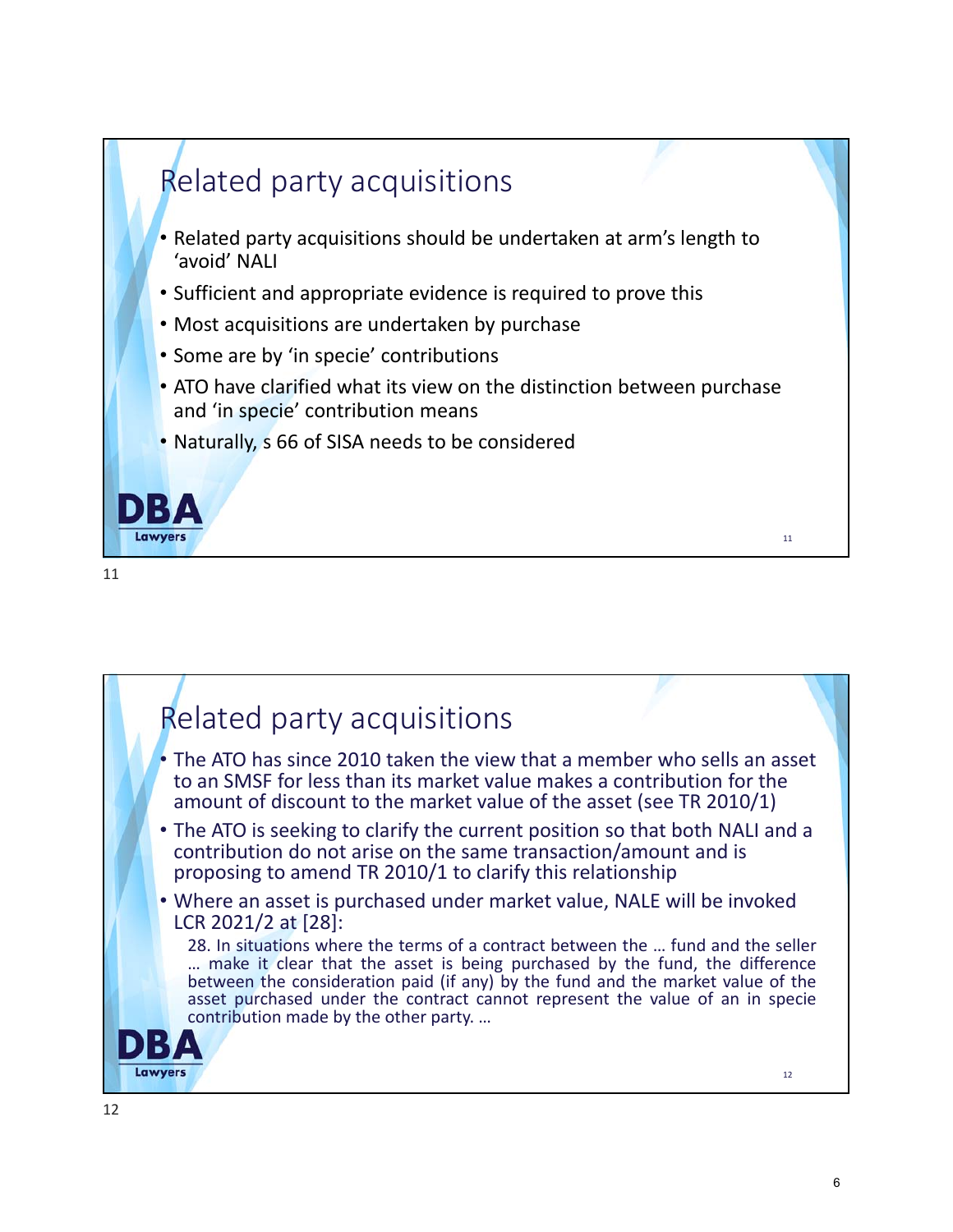## Related party acquisitions

- Related party acquisitions should be undertaken at arm's length to 'avoid' NALI
- Sufficient and appropriate evidence is required to prove this
- Most acquisitions are undertaken by purchase
- Some are by 'in specie' contributions
- ATO have clarified what its view on the distinction between purchase and 'in specie' contribution means
- Naturally, s 66 of SISA needs to be considered

## Related party acquisitions

- The ATO has since 2010 taken the view that a member who sells an asset to an SMSF for less than its market value makes a contribution for the amount of discount to the market value of the asset (see TR 2010/1)
- The ATO is seeking to clarify the current position so that both NALI and a contribution do not arise on the same transaction/amount and is proposing to amend TR 2010/1 to clarify this relationship
- Where an asset is purchased under market value, NALE will be invoked LCR 2021/2 at [28]:

  > 28. In situations where the terms of a contract between the … fund and the seller … make it clear that the asset is being purchased by the fund, the difference between the consideration paid (if any) by the fund and the market value of the asset purchased under the contract cannot represent the value of an in specie contribution made by the other party. …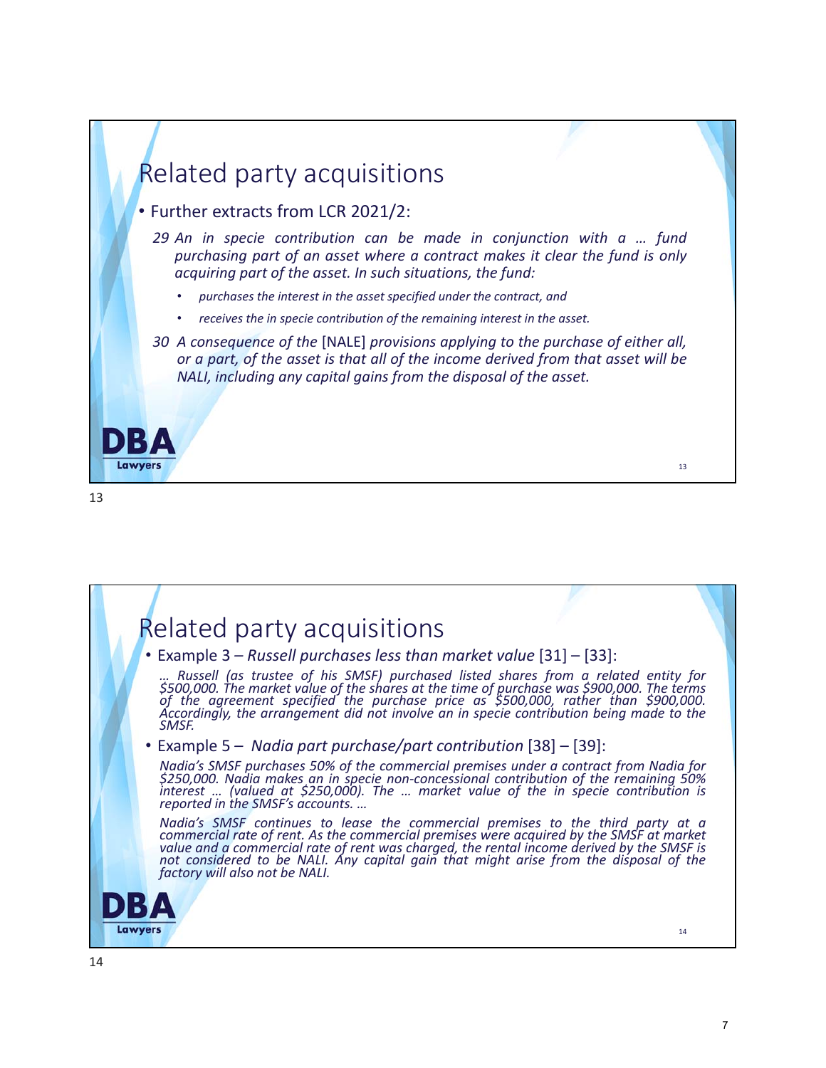# Related party acquisitions

- Further extracts from LCR 2021/2:

  *29 An in specie contribution can be made in conjunction with a … fund purchasing part of an asset where a contract makes it clear the fund is only acquiring part of the asset. In such situations, the fund:*

  - *purchases the interest in the asset specified under the contract, and*
  - *receives the in specie contribution of the remaining interest in the asset.*

  *30 A consequence of the* [NALE] *provisions applying to the purchase of either all, or a part, of the asset is that all of the income derived from that asset will be NALI, including any capital gains from the disposal of the asset.*

# Related party acquisitions

- Example 3 – *Russell purchases less than market value* [31] – [33]:

  *… Russell (as trustee of his SMSF) purchased listed shares from a related entity for $500,000. The market value of the shares at the time of purchase was $900,000. The terms of the agreement specified the purchase price as $500,000, rather than $900,000. Accordingly, the arrangement did not involve an in specie contribution being made to the SMSF.*

- Example 5 – *Nadia part purchase/part contribution* [38] – [39]:

  *Nadia's SMSF purchases 50% of the commercial premises under a contract from Nadia for $250,000. Nadia makes an in specie non-concessional contribution of the remaining 50% interest … (valued at $250,000). The … market value of the in specie contribution is reported in the SMSF's accounts. …*

  *Nadia's SMSF continues to lease the commercial premises to the third party at a commercial rate of rent. As the commercial premises were acquired by the SMSF at market value and a commercial rate of rent was charged, the rental income derived by the SMSF is not considered to be NALI. Any capital gain that might arise from the disposal of the factory will also not be NALI.*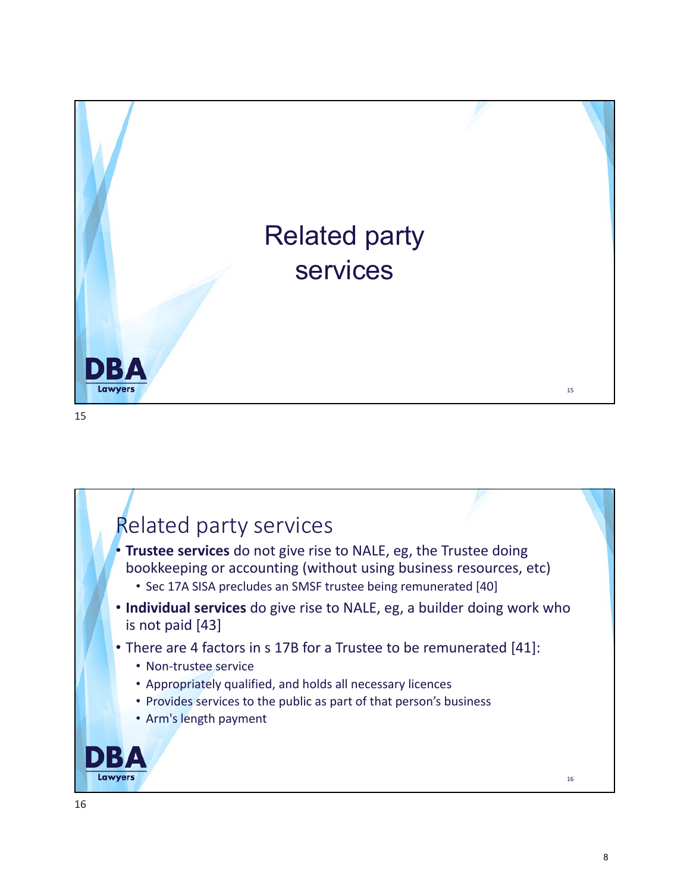# Related party services

## Related party services

- **Trustee services** do not give rise to NALE, eg, the Trustee doing bookkeeping or accounting (without using business resources, etc)
  - Sec 17A SISA precludes an SMSF trustee being remunerated [40]
- **Individual services** do give rise to NALE, eg, a builder doing work who is not paid [43]
- There are 4 factors in s 17B for a Trustee to be remunerated [41]:
  - Non-trustee service
  - Appropriately qualified, and holds all necessary licences
  - Provides services to the public as part of that person's business
  - Arm's length payment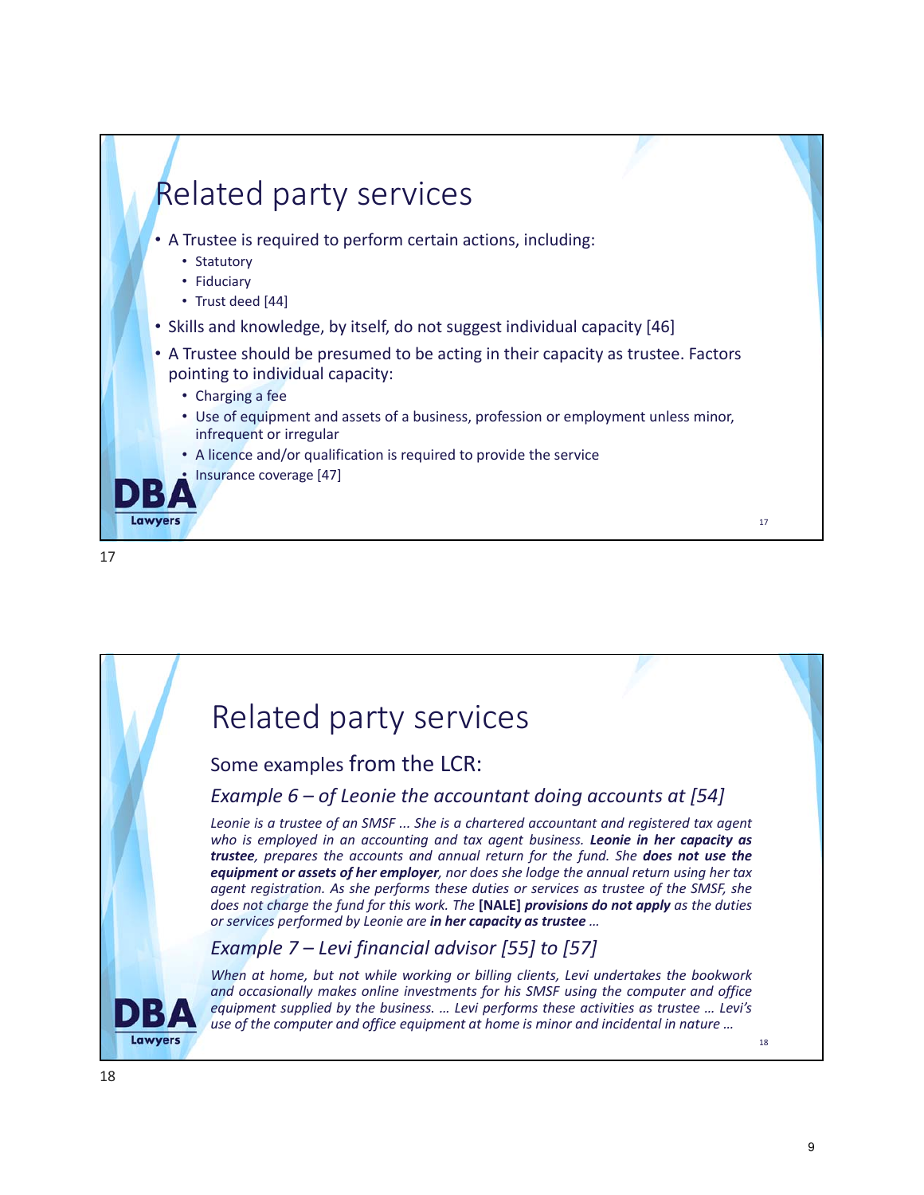# Related party services

- A Trustee is required to perform certain actions, including:
  - Statutory
  - Fiduciary
  - Trust deed [44]
- Skills and knowledge, by itself, do not suggest individual capacity [46]
- A Trustee should be presumed to be acting in their capacity as trustee. Factors pointing to individual capacity:
  - Charging a fee
  - Use of equipment and assets of a business, profession or employment unless minor, infrequent or irregular
  - A licence and/or qualification is required to provide the service
  - Insurance coverage [47]

# Related party services

## Some examples from the LCR:

### *Example 6 – of Leonie the accountant doing accounts at [54]*

*Leonie is a trustee of an SMSF ... She is a chartered accountant and registered tax agent who is employed in an accounting and tax agent business.* ***Leonie in her capacity as trustee****, prepares the accounts and annual return for the fund. She* ***does not use the equipment or assets of her employer****, nor does she lodge the annual return using her tax agent registration. As she performs these duties or services as trustee of the SMSF, she does not charge the fund for this work. The* **[NALE]** ***provisions do not apply*** *as the duties or services performed by Leonie are* ***in her capacity as trustee*** *…*

### *Example 7 – Levi financial advisor [55] to [57]*

*When at home, but not while working or billing clients, Levi undertakes the bookwork and occasionally makes online investments for his SMSF using the computer and office equipment supplied by the business. … Levi performs these activities as trustee … Levi's use of the computer and office equipment at home is minor and incidental in nature …*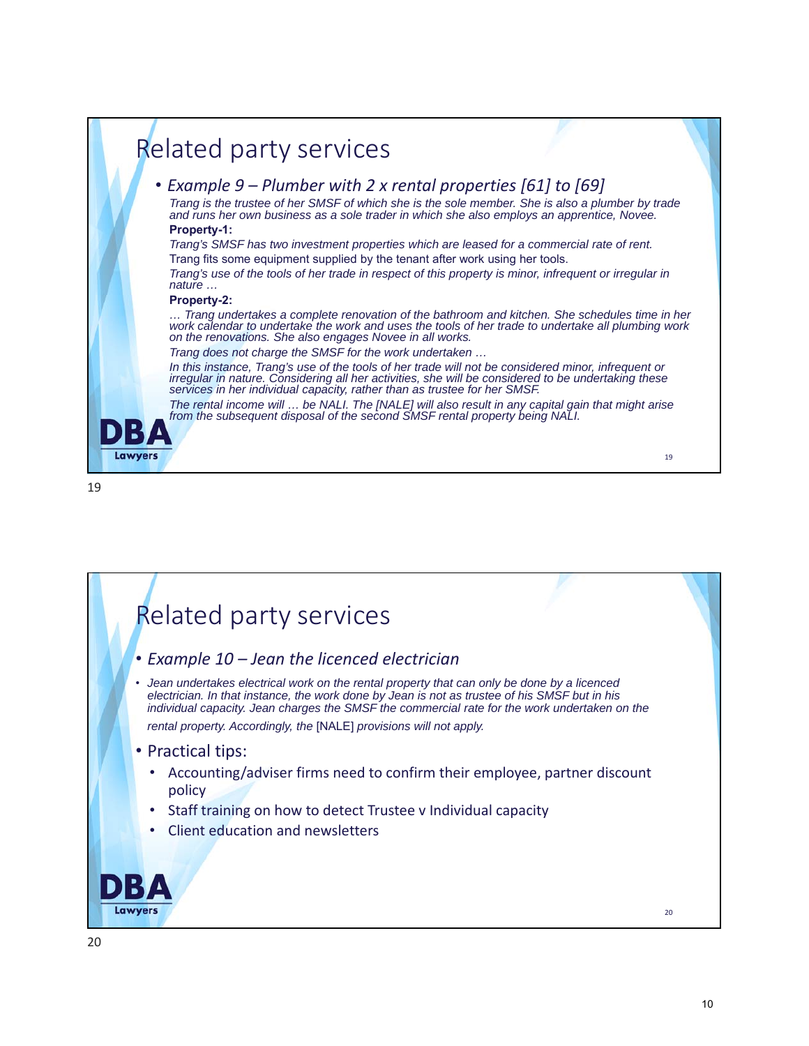## Related party services

- *Example 9 – Plumber with 2 x rental properties [61] to [69]*

  *Trang is the trustee of her SMSF of which she is the sole member. She is also a plumber by trade and runs her own business as a sole trader in which she also employs an apprentice, Novee.*

  **Property-1:**

  *Trang's SMSF has two investment properties which are leased for a commercial rate of rent.*

  Trang fits some equipment supplied by the tenant after work using her tools.

  *Trang's use of the tools of her trade in respect of this property is minor, infrequent or irregular in nature …*

  **Property-2:**

  *… Trang undertakes a complete renovation of the bathroom and kitchen. She schedules time in her work calendar to undertake the work and uses the tools of her trade to undertake all plumbing work on the renovations. She also engages Novee in all works.*

  *Trang does not charge the SMSF for the work undertaken …*

  *In this instance, Trang's use of the tools of her trade will not be considered minor, infrequent or irregular in nature. Considering all her activities, she will be considered to be undertaking these services in her individual capacity, rather than as trustee for her SMSF.*

  *The rental income will … be NALI. The [NALE] will also result in any capital gain that might arise from the subsequent disposal of the second SMSF rental property being NALI.*

## Related party services

- *Example 10 – Jean the licenced electrician*
  - *Jean undertakes electrical work on the rental property that can only be done by a licenced electrician. In that instance, the work done by Jean is not as trustee of his SMSF but in his individual capacity. Jean charges the SMSF the commercial rate for the work undertaken on the rental property. Accordingly, the* [NALE] *provisions will not apply.*
- Practical tips:
  - Accounting/adviser firms need to confirm their employee, partner discount policy
  - Staff training on how to detect Trustee v Individual capacity
  - Client education and newsletters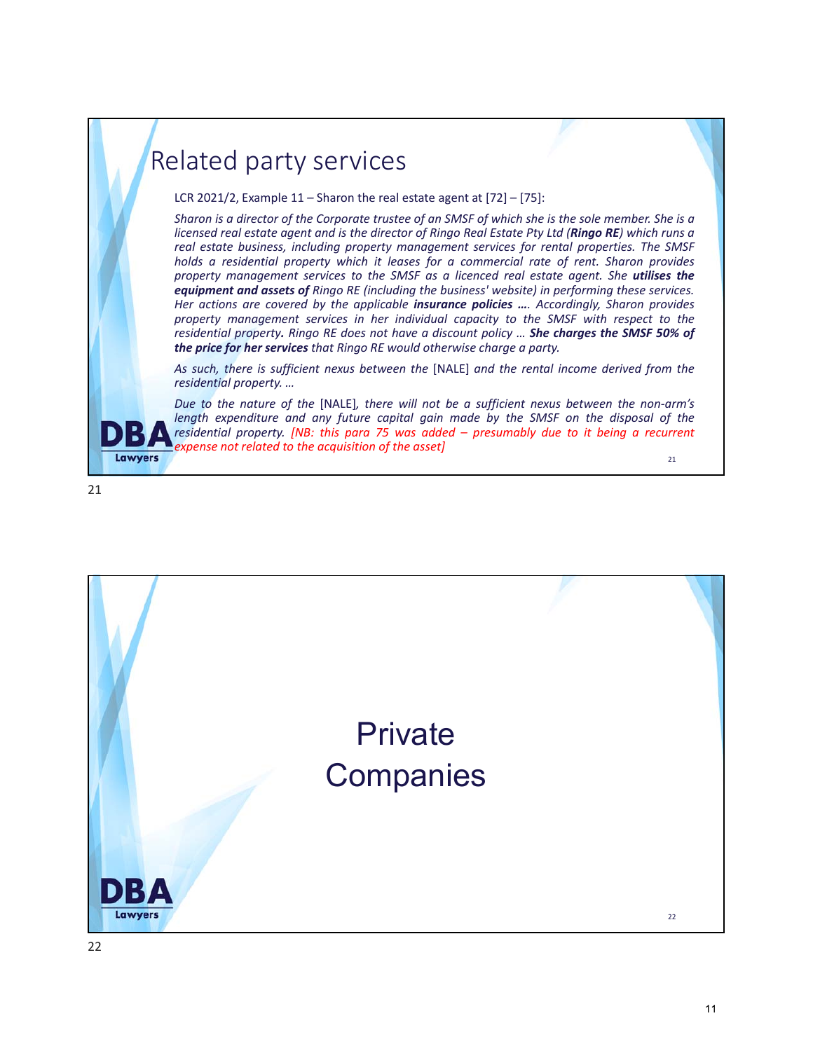## Related party services

LCR 2021/2, Example 11 – Sharon the real estate agent at [72] – [75]:

*Sharon is a director of the Corporate trustee of an SMSF of which she is the sole member. She is a licensed real estate agent and is the director of Ringo Real Estate Pty Ltd (**Ringo RE**) which runs a real estate business, including property management services for rental properties. The SMSF holds a residential property which it leases for a commercial rate of rent. Sharon provides property management services to the SMSF as a licenced real estate agent. She **utilises the equipment and assets of** Ringo RE (including the business' website) in performing these services. Her actions are covered by the applicable **insurance policies ….** Accordingly, Sharon provides property management services in her individual capacity to the SMSF with respect to the residential property**.** Ringo RE does not have a discount policy … **She charges the SMSF 50% of the price for her services** that Ringo RE would otherwise charge a party.*

*As such, there is sufficient nexus between the* [NALE] *and the rental income derived from the residential property. …*

*Due to the nature of the* [NALE]*, there will not be a sufficient nexus between the non-arm's length expenditure and any future capital gain made by the SMSF on the disposal of the residential property. [NB: this para 75 was added – presumably due to it being a recurrent expense not related to the acquisition of the asset]*

## Private Companies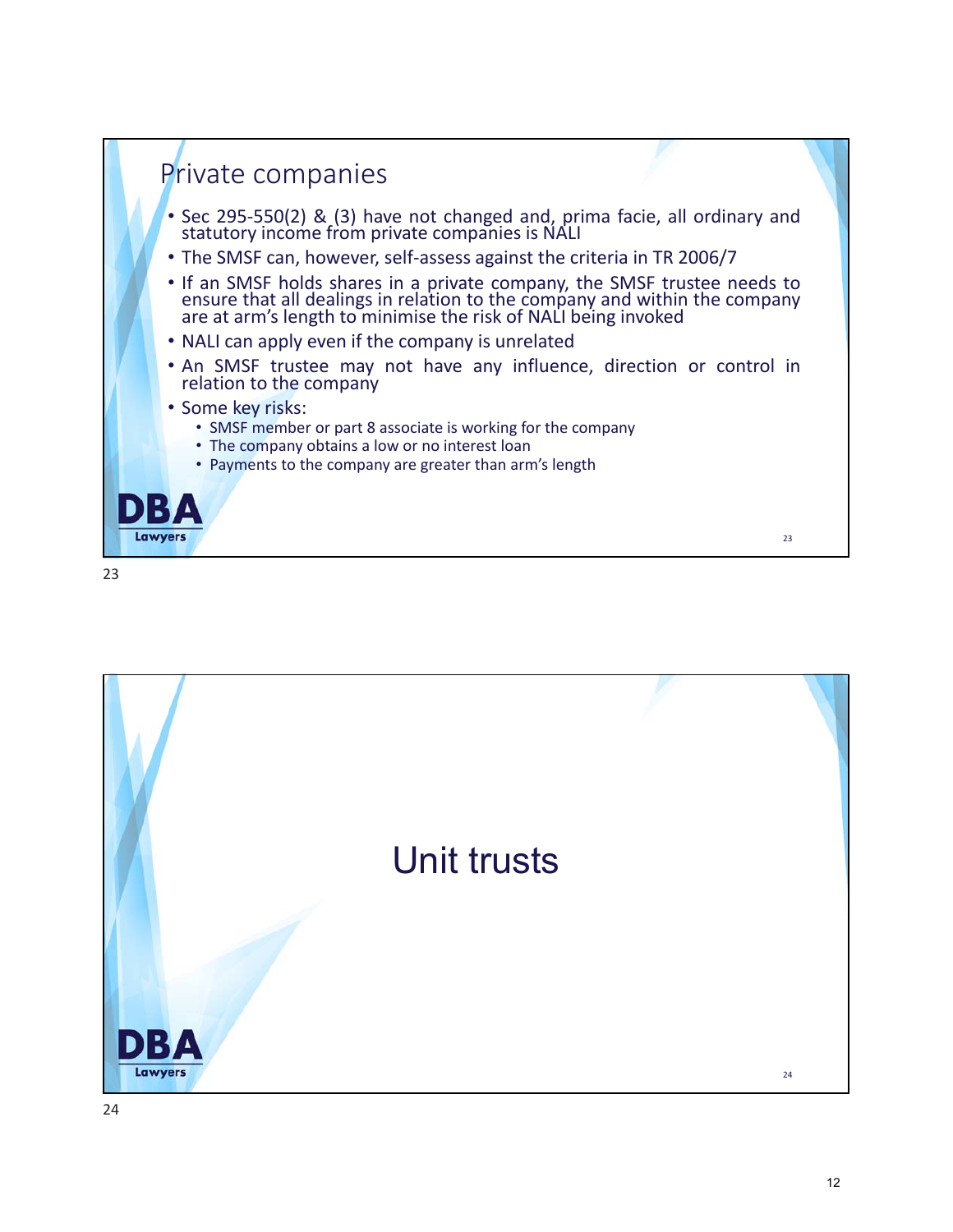## Private companies

- Sec 295-550(2) & (3) have not changed and, prima facie, all ordinary and statutory income from private companies is NALI
- The SMSF can, however, self-assess against the criteria in TR 2006/7
- If an SMSF holds shares in a private company, the SMSF trustee needs to ensure that all dealings in relation to the company and within the company are at arm's length to minimise the risk of NALI being invoked
- NALI can apply even if the company is unrelated
- An SMSF trustee may not have any influence, direction or control in relation to the company
- Some key risks:
  - SMSF member or part 8 associate is working for the company
  - The company obtains a low or no interest loan
  - Payments to the company are greater than arm's length

## Unit trusts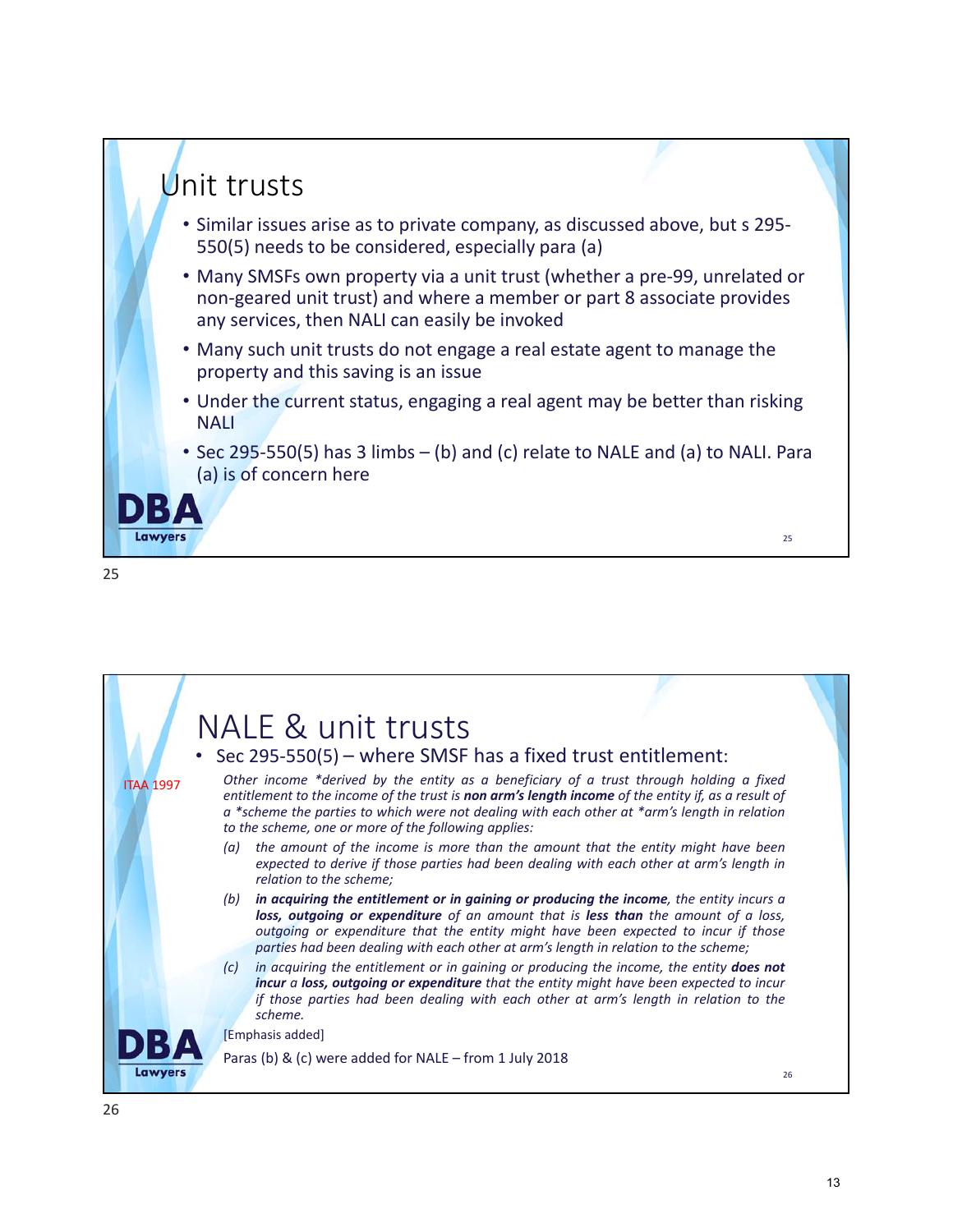## Unit trusts

- Similar issues arise as to private company, as discussed above, but s 295-550(5) needs to be considered, especially para (a)
- Many SMSFs own property via a unit trust (whether a pre-99, unrelated or non-geared unit trust) and where a member or part 8 associate provides any services, then NALI can easily be invoked
- Many such unit trusts do not engage a real estate agent to manage the property and this saving is an issue
- Under the current status, engaging a real agent may be better than risking NALI
- Sec 295-550(5) has 3 limbs – (b) and (c) relate to NALE and (a) to NALI. Para (a) is of concern here

## NALE & unit trusts

- Sec 295-550(5) – where SMSF has a fixed trust entitlement:

ITAA 1997

*Other income \*derived by the entity as a beneficiary of a trust through holding a fixed entitlement to the income of the trust is* ***non arm's length income*** *of the entity if, as a result of a \*scheme the parties to which were not dealing with each other at \*arm's length in relation to the scheme, one or more of the following applies:*

*(a) the amount of the income is more than the amount that the entity might have been expected to derive if those parties had been dealing with each other at arm's length in relation to the scheme;*

*(b)* ***in acquiring the entitlement or in gaining or producing the income****, the entity incurs a* ***loss, outgoing or expenditure*** *of an amount that is* ***less than*** *the amount of a loss, outgoing or expenditure that the entity might have been expected to incur if those parties had been dealing with each other at arm's length in relation to the scheme;*

*(c) in acquiring the entitlement or in gaining or producing the income, the entity* ***does not incur*** *a* ***loss, outgoing or expenditure*** *that the entity might have been expected to incur if those parties had been dealing with each other at arm's length in relation to the scheme.*

[Emphasis added]

Paras (b) & (c) were added for NALE – from 1 July 2018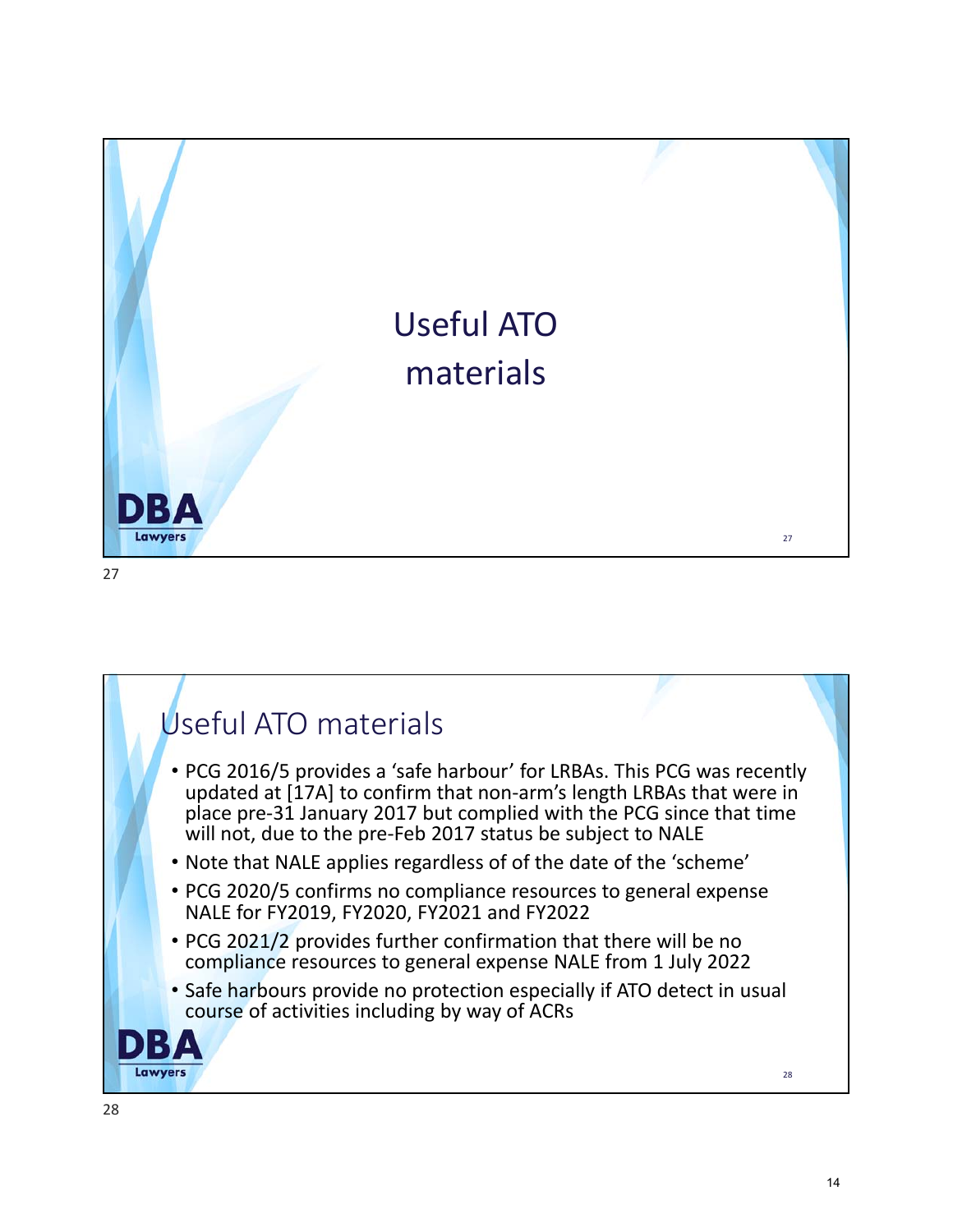# Useful ATO materials

## Useful ATO materials

- PCG 2016/5 provides a 'safe harbour' for LRBAs. This PCG was recently updated at [17A] to confirm that non-arm's length LRBAs that were in place pre-31 January 2017 but complied with the PCG since that time will not, due to the pre-Feb 2017 status be subject to NALE
- Note that NALE applies regardless of of the date of the 'scheme'
- PCG 2020/5 confirms no compliance resources to general expense NALE for FY2019, FY2020, FY2021 and FY2022
- PCG 2021/2 provides further confirmation that there will be no compliance resources to general expense NALE from 1 July 2022
- Safe harbours provide no protection especially if ATO detect in usual course of activities including by way of ACRs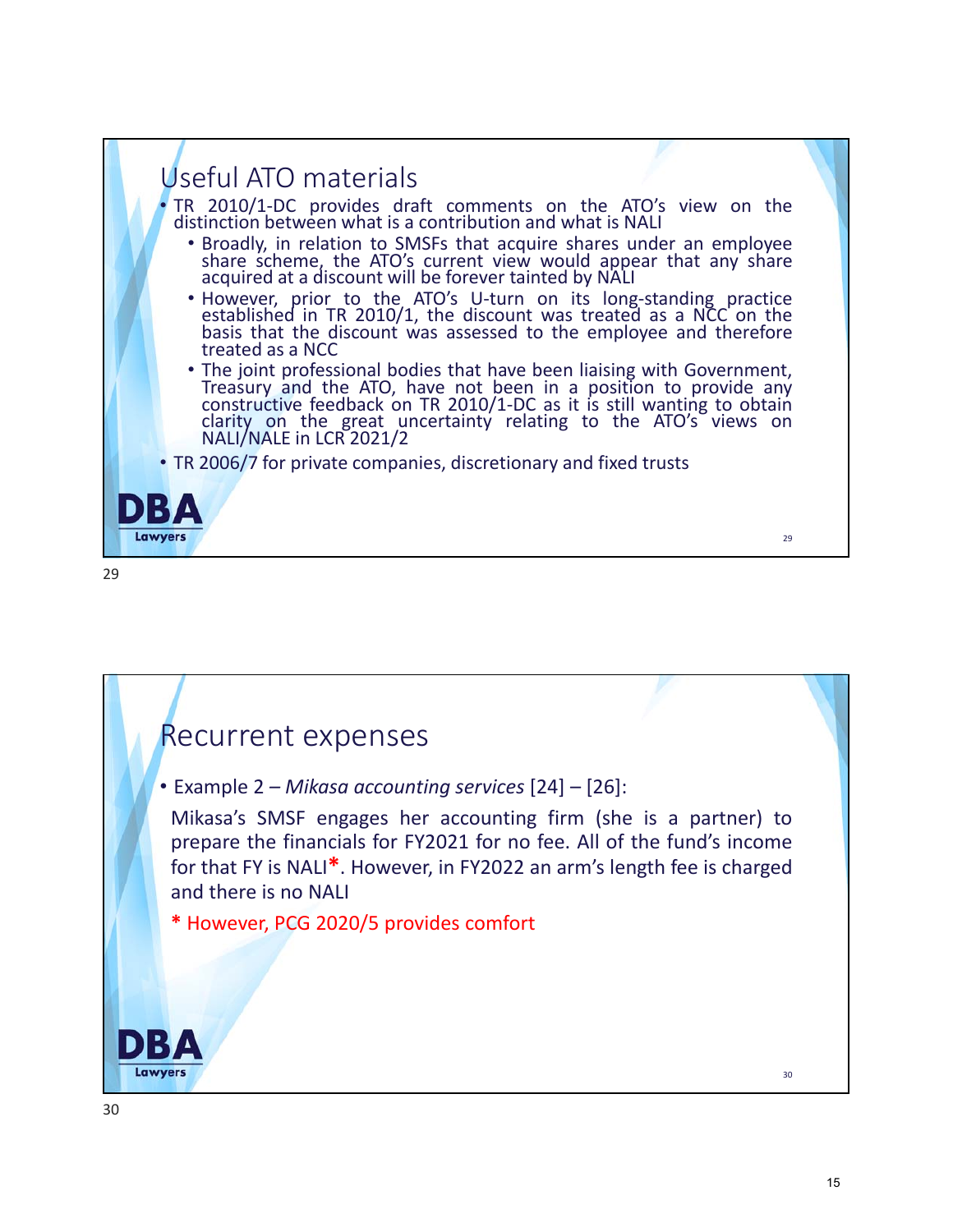## Useful ATO materials

- TR 2010/1-DC provides draft comments on the ATO's view on the distinction between what is a contribution and what is NALI
  - Broadly, in relation to SMSFs that acquire shares under an employee share scheme, the ATO's current view would appear that any share acquired at a discount will be forever tainted by NALI
  - However, prior to the ATO's U-turn on its long-standing practice established in TR 2010/1, the discount was treated as a NCC on the basis that the discount was assessed to the employee and therefore treated as a NCC
  - The joint professional bodies that have been liaising with Government, Treasury and the ATO, have not been in a position to provide any constructive feedback on TR 2010/1-DC as it is still wanting to obtain clarity on the great uncertainty relating to the ATO's views on NALI/NALE in LCR 2021/2
- TR 2006/7 for private companies, discretionary and fixed trusts

## Recurrent expenses

- Example 2 – *Mikasa accounting services* [24] – [26]:

  Mikasa's SMSF engages her accounting firm (she is a partner) to prepare the financials for FY2021 for no fee. All of the fund's income for that FY is NALI*. However, in FY2022 an arm's length fee is charged and there is no NALI

  * However, PCG 2020/5 provides comfort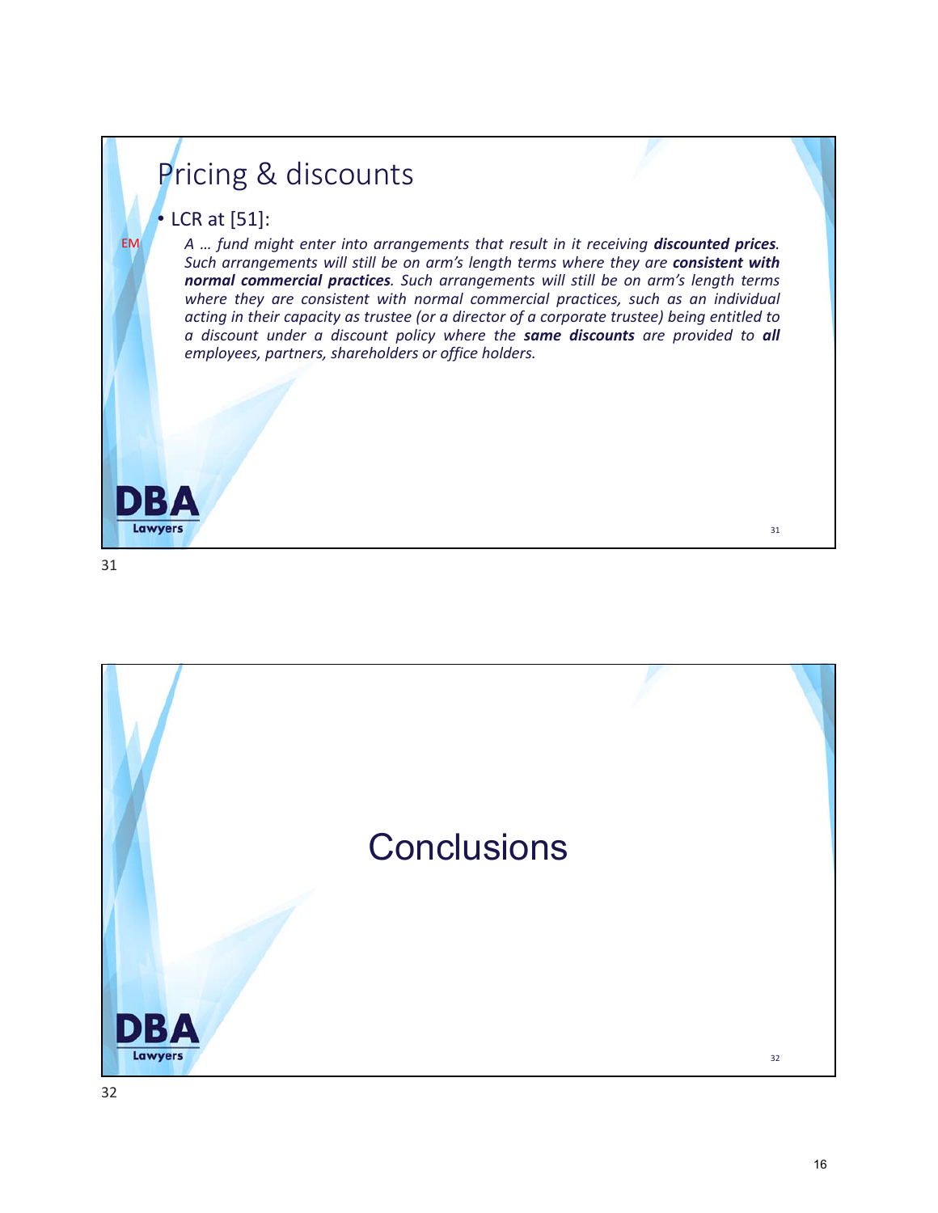## Pricing & discounts

- LCR at [51]:

EM

*A … fund might enter into arrangements that result in it receiving **discounted prices**. Such arrangements will still be on arm's length terms where they are **consistent with normal commercial practices**. Such arrangements will still be on arm's length terms where they are consistent with normal commercial practices, such as an individual acting in their capacity as trustee (or a director of a corporate trustee) being entitled to a discount under a discount policy where the **same discounts** are provided to **all** employees, partners, shareholders or office holders.*

DBA Lawyers

## Conclusions

DBA Lawyers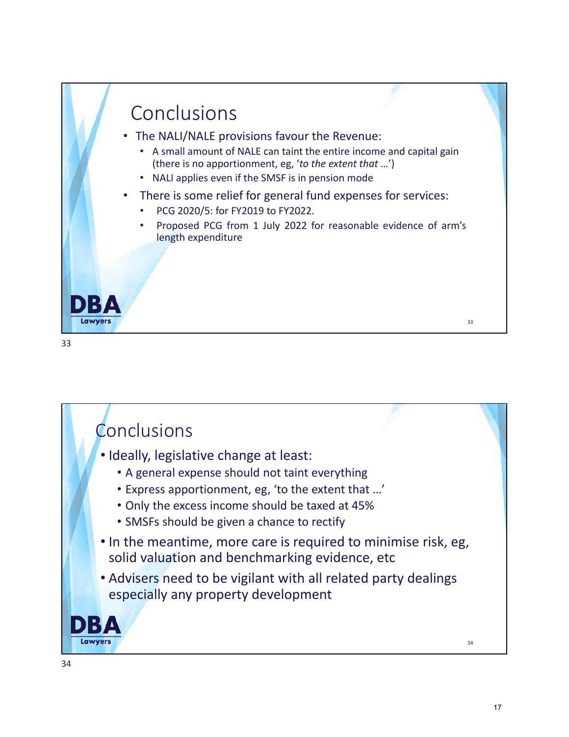## Conclusions

- The NALI/NALE provisions favour the Revenue:
  - A small amount of NALE can taint the entire income and capital gain (there is no apportionment, eg, '*to the extent that* …')
  - NALI applies even if the SMSF is in pension mode
- There is some relief for general fund expenses for services:
  - PCG 2020/5: for FY2019 to FY2022.
  - Proposed PCG from 1 July 2022 for reasonable evidence of arm's length expenditure

## Conclusions

- Ideally, legislative change at least:
  - A general expense should not taint everything
  - Express apportionment, eg, 'to the extent that …'
  - Only the excess income should be taxed at 45%
  - SMSFs should be given a chance to rectify
- In the meantime, more care is required to minimise risk, eg, solid valuation and benchmarking evidence, etc
- Advisers need to be vigilant with all related party dealings especially any property development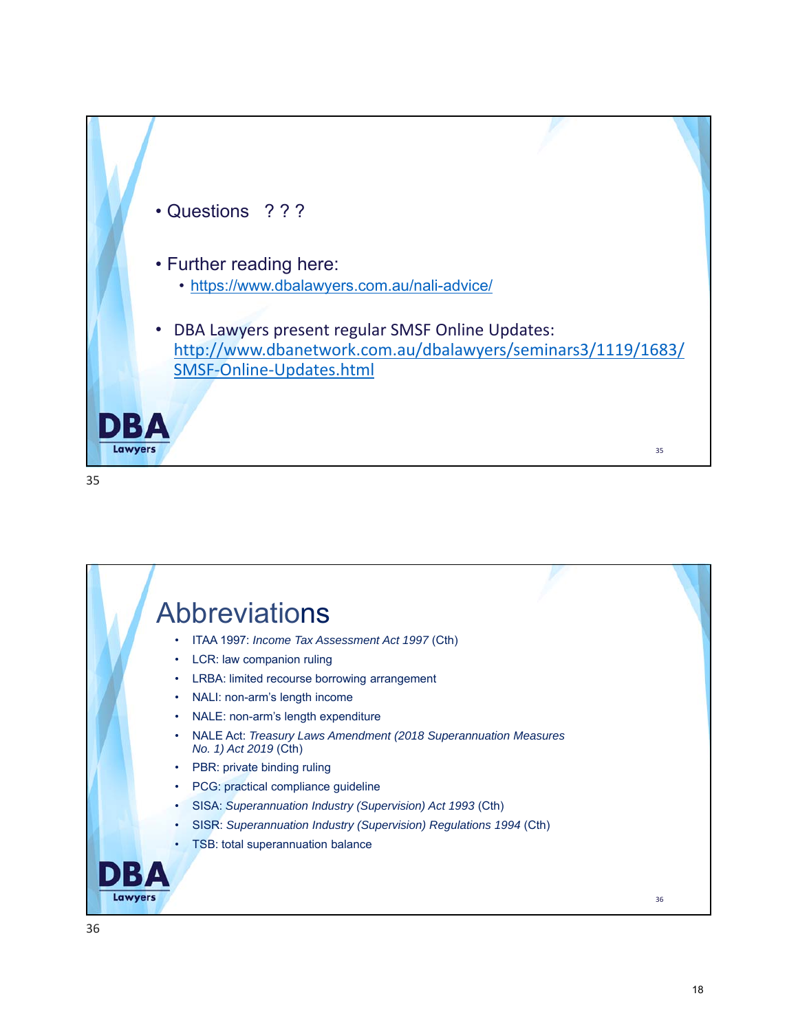- Questions ? ? ?

- Further reading here:
  - https://www.dbalawyers.com.au/nali-advice/

- DBA Lawyers present regular SMSF Online Updates: http://www.dbanetwork.com.au/dbalawyers/seminars3/1119/1683/SMSF-Online-Updates.html

## Abbreviations

- ITAA 1997: *Income Tax Assessment Act 1997* (Cth)
- LCR: law companion ruling
- LRBA: limited recourse borrowing arrangement
- NALI: non-arm's length income
- NALE: non-arm's length expenditure
- NALE Act: *Treasury Laws Amendment (2018 Superannuation Measures No. 1) Act 2019* (Cth)
- PBR: private binding ruling
- PCG: practical compliance guideline
- SISA: *Superannuation Industry (Supervision) Act 1993* (Cth)
- SISR: *Superannuation Industry (Supervision) Regulations 1994* (Cth)
- TSB: total superannuation balance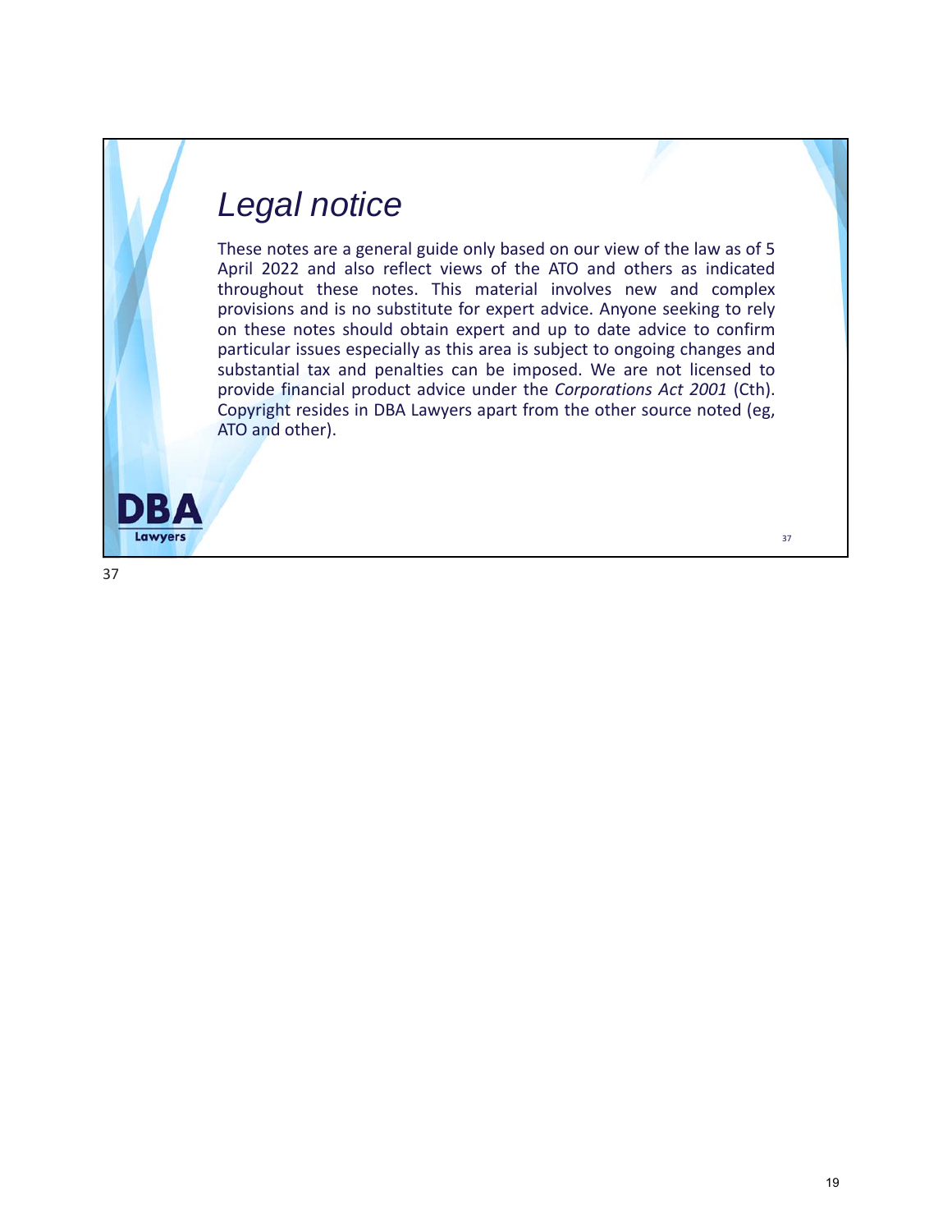# Legal notice

These notes are a general guide only based on our view of the law as of 5 April 2022 and also reflect views of the ATO and others as indicated throughout these notes. This material involves new and complex provisions and is no substitute for expert advice. Anyone seeking to rely on these notes should obtain expert and up to date advice to confirm particular issues especially as this area is subject to ongoing changes and substantial tax and penalties can be imposed. We are not licensed to provide financial product advice under the *Corporations Act 2001* (Cth). Copyright resides in DBA Lawyers apart from the other source noted (eg, ATO and other).

DBA Lawyers